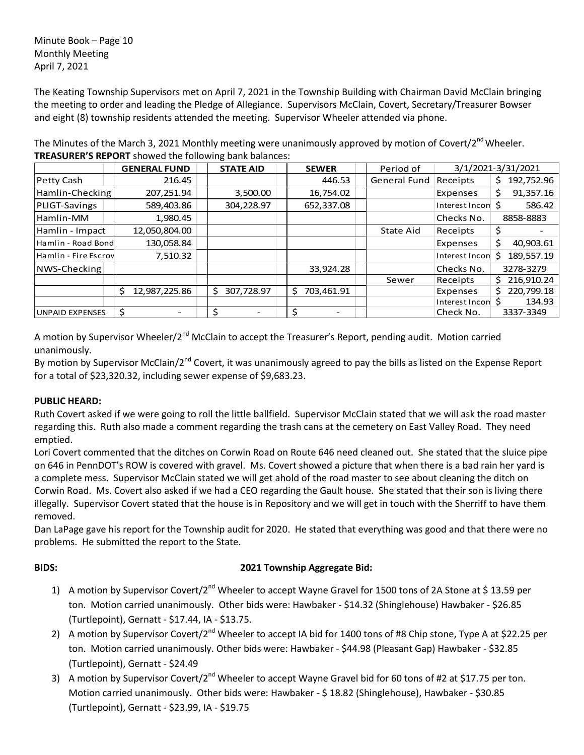Minute Book – Page 10
Monthly Meeting
April 7, 2021

The Keating Township Supervisors met on April 7, 2021 in the Township Building with Chairman David McClain bringing the meeting to order and leading the Pledge of Allegiance. Supervisors McClain, Covert, Secretary/Treasurer Bowser and eight (8) township residents attended the meeting. Supervisor Wheeler attended via phone.

The Minutes of the March 3, 2021 Monthly meeting were unanimously approved by motion of Covert/2nd Wheeler.
**TREASURER'S REPORT** showed the following bank balances:

| | GENERAL FUND | STATE AID | SEWER | Period of | 3/1/2021-3/31/2021 | |
|---|---|---|---|---|---|---|
| Petty Cash | 216.45 | | 446.53 | General Fund | Receipts | $ 192,752.96 |
| Hamlin-Checking | 207,251.94 | 3,500.00 | 16,754.02 | | Expenses | $ 91,357.16 |
| PLIGT-Savings | 589,403.86 | 304,228.97 | 652,337.08 | | Interest Incon | $ 586.42 |
| Hamlin-MM | 1,980.45 | | | | Checks No. | 8858-8883 |
| Hamlin - Impact | 12,050,804.00 | | | State Aid | Receipts | $ - |
| Hamlin - Road Bond | 130,058.84 | | | | Expenses | $ 40,903.61 |
| Hamlin - Fire Escrov | 7,510.32 | | | | Interest Incon | $ 189,557.19 |
| NWS-Checking | | | 33,924.28 | | Checks No. | 3278-3279 |
| | | | | Sewer | Receipts | $ 216,910.24 |
| | $ 12,987,225.86 | $ 307,728.97 | $ 703,461.91 | | Expenses | $ 220,799.18 |
| | | | | | Interest Incon | $ 134.93 |
| UNPAID EXPENSES | $ - | $ - | $ - | | Check No. | 3337-3349 |

A motion by Supervisor Wheeler/2nd McClain to accept the Treasurer's Report, pending audit. Motion carried unanimously.
By motion by Supervisor McClain/2nd Covert, it was unanimously agreed to pay the bills as listed on the Expense Report for a total of $23,320.32, including sewer expense of $9,683.23.

**PUBLIC HEARD:**
Ruth Covert asked if we were going to roll the little ballfield. Supervisor McClain stated that we will ask the road master regarding this. Ruth also made a comment regarding the trash cans at the cemetery on East Valley Road. They need emptied.
Lori Covert commented that the ditches on Corwin Road on Route 646 need cleaned out. She stated that the sluice pipe on 646 in PennDOT's ROW is covered with gravel. Ms. Covert showed a picture that when there is a bad rain her yard is a complete mess. Supervisor McClain stated we will get ahold of the road master to see about cleaning the ditch on Corwin Road. Ms. Covert also asked if we had a CEO regarding the Gault house. She stated that their son is living there illegally. Supervisor Covert stated that the house is in Repository and we will get in touch with the Sherriff to have them removed.
Dan LaPage gave his report for the Township audit for 2020. He stated that everything was good and that there were no problems. He submitted the report to the State.

**BIDS:** **2021 Township Aggregate Bid:**

1) A motion by Supervisor Covert/2nd Wheeler to accept Wayne Gravel for 1500 tons of 2A Stone at $ 13.59 per ton. Motion carried unanimously. Other bids were: Hawbaker - $14.32 (Shinglehouse) Hawbaker - $26.85 (Turtlepoint), Gernatt - $17.44, IA - $13.75.
2) A motion by Supervisor Covert/2nd Wheeler to accept IA bid for 1400 tons of #8 Chip stone, Type A at $22.25 per ton. Motion carried unanimously. Other bids were: Hawbaker - $44.98 (Pleasant Gap) Hawbaker - $32.85 (Turtlepoint), Gernatt - $24.49
3) A motion by Supervisor Covert/2nd Wheeler to accept Wayne Gravel bid for 60 tons of #2 at $17.75 per ton. Motion carried unanimously. Other bids were: Hawbaker - $ 18.82 (Shinglehouse), Hawbaker - $30.85 (Turtlepoint), Gernatt - $23.99, IA - $19.75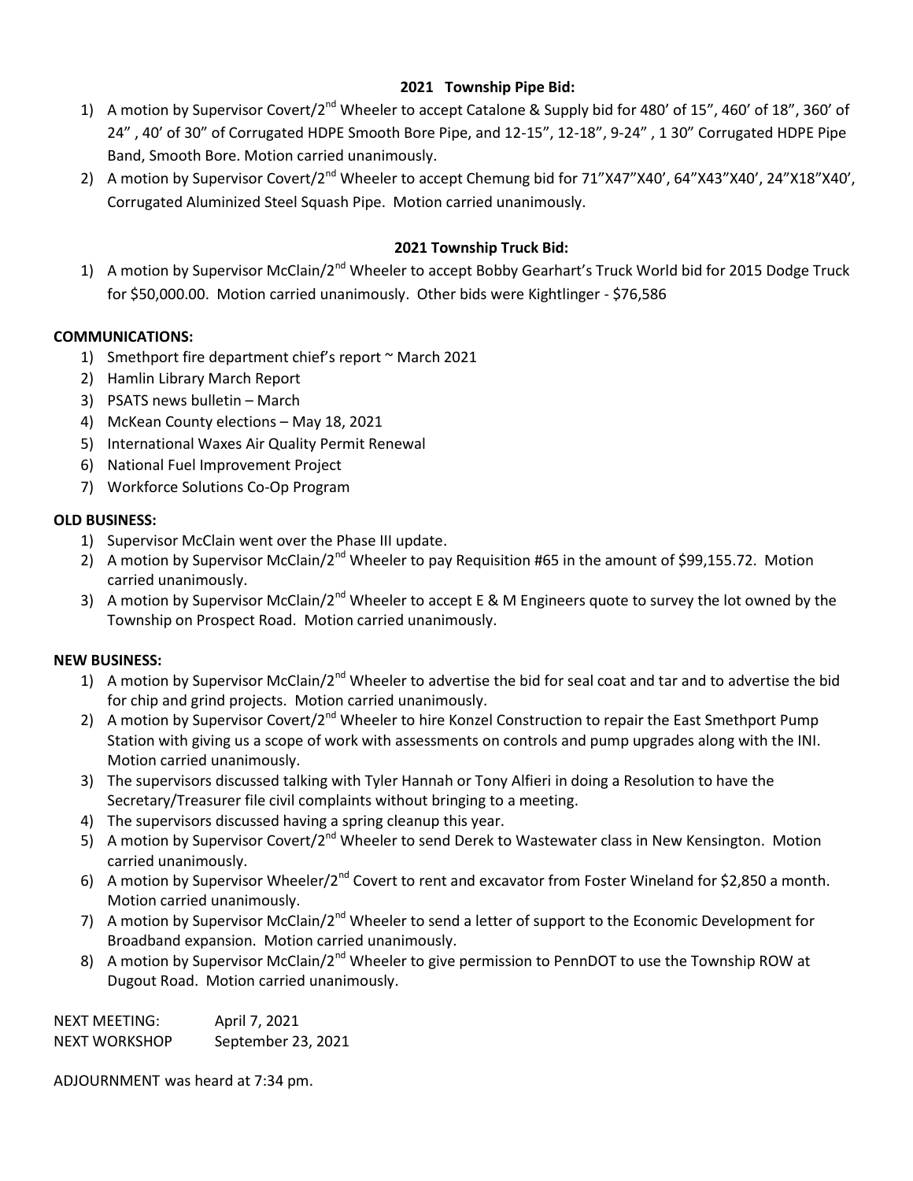**2021 Township Pipe Bid:**

1) A motion by Supervisor Covert/2nd Wheeler to accept Catalone & Supply bid for 480' of 15", 460' of 18", 360' of 24" , 40' of 30" of Corrugated HDPE Smooth Bore Pipe, and 12-15", 12-18", 9-24" , 1 30" Corrugated HDPE Pipe Band, Smooth Bore. Motion carried unanimously.
2) A motion by Supervisor Covert/2nd Wheeler to accept Chemung bid for 71"X47"X40', 64"X43"X40', 24"X18"X40', Corrugated Aluminized Steel Squash Pipe. Motion carried unanimously.

**2021 Township Truck Bid:**

1) A motion by Supervisor McClain/2nd Wheeler to accept Bobby Gearhart's Truck World bid for 2015 Dodge Truck for $50,000.00. Motion carried unanimously. Other bids were Kightlinger - $76,586

**COMMUNICATIONS:**

1) Smethport fire department chief's report ~ March 2021
2) Hamlin Library March Report
3) PSATS news bulletin – March
4) McKean County elections – May 18, 2021
5) International Waxes Air Quality Permit Renewal
6) National Fuel Improvement Project
7) Workforce Solutions Co-Op Program

**OLD BUSINESS:**

1) Supervisor McClain went over the Phase III update.
2) A motion by Supervisor McClain/2nd Wheeler to pay Requisition #65 in the amount of $99,155.72. Motion carried unanimously.
3) A motion by Supervisor McClain/2nd Wheeler to accept E & M Engineers quote to survey the lot owned by the Township on Prospect Road. Motion carried unanimously.

**NEW BUSINESS:**

1) A motion by Supervisor McClain/2nd Wheeler to advertise the bid for seal coat and tar and to advertise the bid for chip and grind projects. Motion carried unanimously.
2) A motion by Supervisor Covert/2nd Wheeler to hire Konzel Construction to repair the East Smethport Pump Station with giving us a scope of work with assessments on controls and pump upgrades along with the INI. Motion carried unanimously.
3) The supervisors discussed talking with Tyler Hannah or Tony Alfieri in doing a Resolution to have the Secretary/Treasurer file civil complaints without bringing to a meeting.
4) The supervisors discussed having a spring cleanup this year.
5) A motion by Supervisor Covert/2nd Wheeler to send Derek to Wastewater class in New Kensington. Motion carried unanimously.
6) A motion by Supervisor Wheeler/2nd Covert to rent and excavator from Foster Wineland for $2,850 a month. Motion carried unanimously.
7) A motion by Supervisor McClain/2nd Wheeler to send a letter of support to the Economic Development for Broadband expansion. Motion carried unanimously.
8) A motion by Supervisor McClain/2nd Wheeler to give permission to PennDOT to use the Township ROW at Dugout Road. Motion carried unanimously.

NEXT MEETING: April 7, 2021
NEXT WORKSHOP September 23, 2021

ADJOURNMENT was heard at 7:34 pm.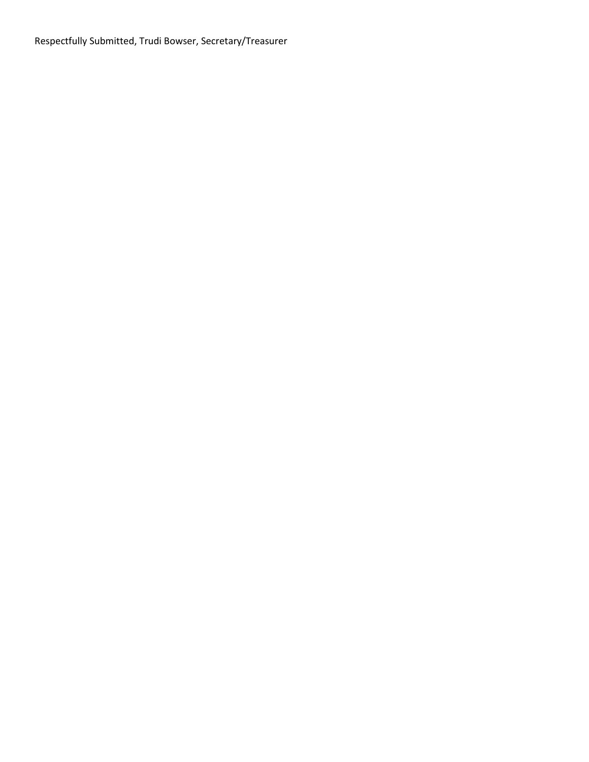Respectfully Submitted, Trudi Bowser, Secretary/Treasurer